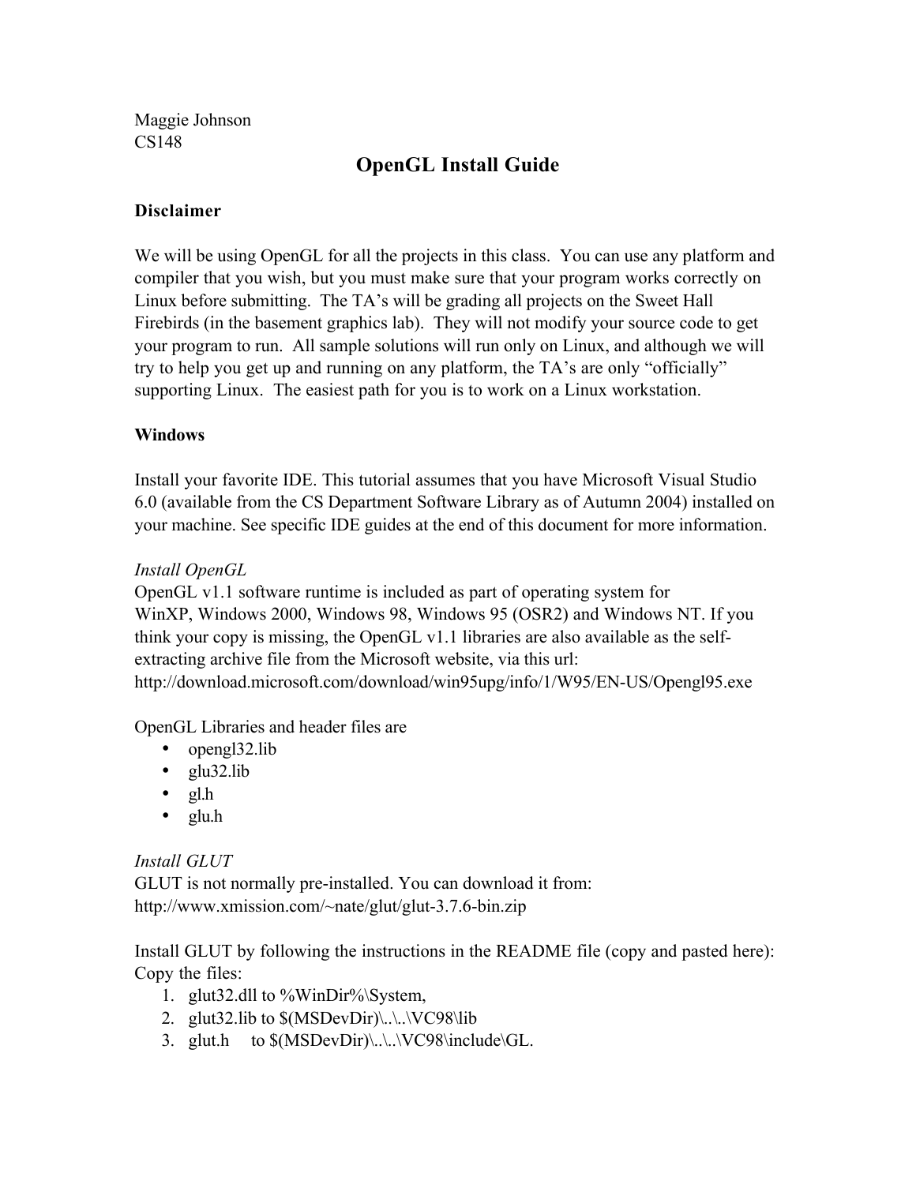Maggie Johnson
CS148

# OpenGL Install Guide

**Disclaimer**

We will be using OpenGL for all the projects in this class. You can use any platform and compiler that you wish, but you must make sure that your program works correctly on Linux before submitting. The TA's will be grading all projects on the Sweet Hall Firebirds (in the basement graphics lab). They will not modify your source code to get your program to run. All sample solutions will run only on Linux, and although we will try to help you get up and running on any platform, the TA's are only "officially" supporting Linux. The easiest path for you is to work on a Linux workstation.

**Windows**

Install your favorite IDE. This tutorial assumes that you have Microsoft Visual Studio 6.0 (available from the CS Department Software Library as of Autumn 2004) installed on your machine. See specific IDE guides at the end of this document for more information.

*Install OpenGL*
OpenGL v1.1 software runtime is included as part of operating system for WinXP, Windows 2000, Windows 98, Windows 95 (OSR2) and Windows NT. If you think your copy is missing, the OpenGL v1.1 libraries are also available as the self-extracting archive file from the Microsoft website, via this url:
http://download.microsoft.com/download/win95upg/info/1/W95/EN-US/Opengl95.exe

OpenGL Libraries and header files are

- opengl32.lib
- glu32.lib
- gl.h
- glu.h

*Install GLUT*
GLUT is not normally pre-installed. You can download it from:
http://www.xmission.com/~nate/glut/glut-3.7.6-bin.zip

Install GLUT by following the instructions in the README file (copy and pasted here):
Copy the files:

1. glut32.dll to %WinDir%\System,
2. glut32.lib to $(MSDevDir)\..\..\VC98\lib
3. glut.h to $(MSDevDir)\..\..\VC98\include\GL.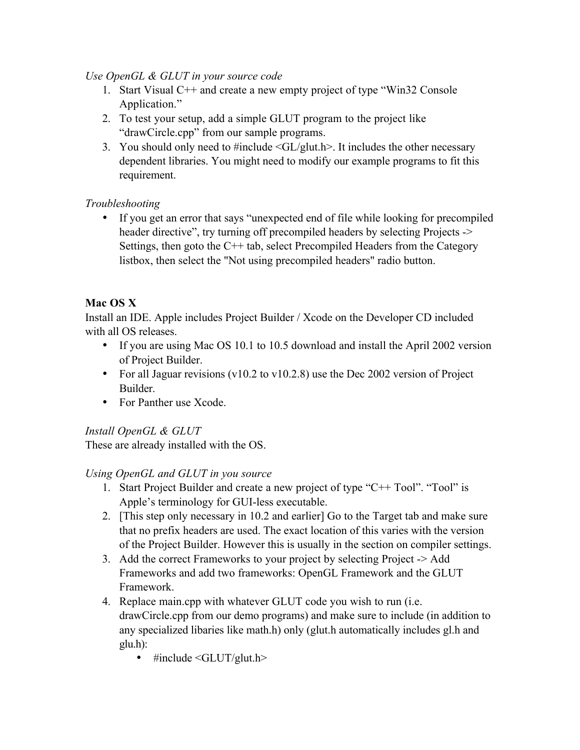*Use OpenGL & GLUT in your source code*

1. Start Visual C++ and create a new empty project of type "Win32 Console Application."
2. To test your setup, add a simple GLUT program to the project like "drawCircle.cpp" from our sample programs.
3. You should only need to #include <GL/glut.h>. It includes the other necessary dependent libraries. You might need to modify our example programs to fit this requirement.

*Troubleshooting*

- If you get an error that says "unexpected end of file while looking for precompiled header directive", try turning off precompiled headers by selecting Projects -> Settings, then goto the C++ tab, select Precompiled Headers from the Category listbox, then select the "Not using precompiled headers" radio button.

**Mac OS X**

Install an IDE. Apple includes Project Builder / Xcode on the Developer CD included with all OS releases.

- If you are using Mac OS 10.1 to 10.5 download and install the April 2002 version of Project Builder.
- For all Jaguar revisions (v10.2 to v10.2.8) use the Dec 2002 version of Project Builder.
- For Panther use Xcode.

*Install OpenGL & GLUT*

These are already installed with the OS.

*Using OpenGL and GLUT in you source*

1. Start Project Builder and create a new project of type "C++ Tool". "Tool" is Apple's terminology for GUI-less executable.
2. [This step only necessary in 10.2 and earlier] Go to the Target tab and make sure that no prefix headers are used. The exact location of this varies with the version of the Project Builder. However this is usually in the section on compiler settings.
3. Add the correct Frameworks to your project by selecting Project -> Add Frameworks and add two frameworks: OpenGL Framework and the GLUT Framework.
4. Replace main.cpp with whatever GLUT code you wish to run (i.e. drawCircle.cpp from our demo programs) and make sure to include (in addition to any specialized libaries like math.h) only (glut.h automatically includes gl.h and glu.h):
   - #include <GLUT/glut.h>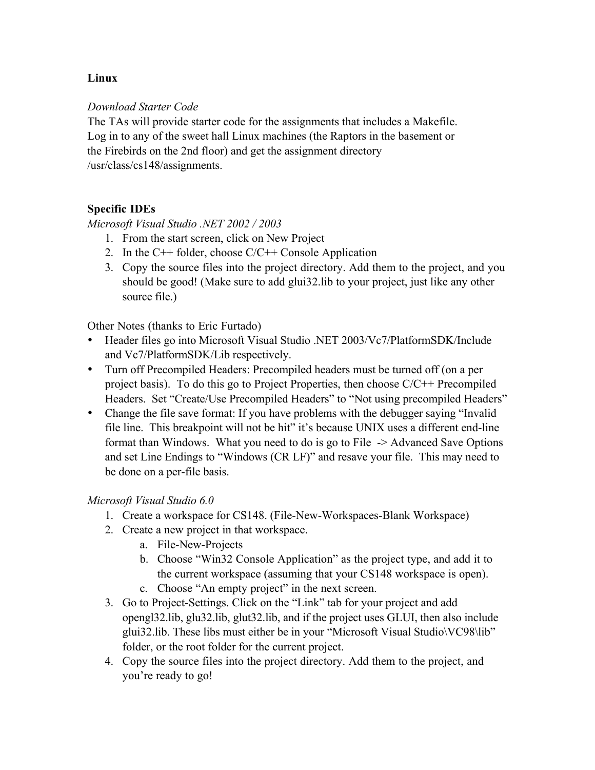## Linux

*Download Starter Code*

The TAs will provide starter code for the assignments that includes a Makefile. Log in to any of the sweet hall Linux machines (the Raptors in the basement or the Firebirds on the 2nd floor) and get the assignment directory /usr/class/cs148/assignments.

## Specific IDEs

*Microsoft Visual Studio .NET 2002 / 2003*

1. From the start screen, click on New Project
2. In the C++ folder, choose C/C++ Console Application
3. Copy the source files into the project directory. Add them to the project, and you should be good! (Make sure to add glui32.lib to your project, just like any other source file.)

Other Notes (thanks to Eric Furtado)

- Header files go into Microsoft Visual Studio .NET 2003/Vc7/PlatformSDK/Include and Vc7/PlatformSDK/Lib respectively.
- Turn off Precompiled Headers: Precompiled headers must be turned off (on a per project basis). To do this go to Project Properties, then choose C/C++ Precompiled Headers. Set “Create/Use Precompiled Headers” to “Not using precompiled Headers”
- Change the file save format: If you have problems with the debugger saying “Invalid file line. This breakpoint will not be hit” it’s because UNIX uses a different end-line format than Windows. What you need to do is go to File -> Advanced Save Options and set Line Endings to “Windows (CR LF)” and resave your file. This may need to be done on a per-file basis.

*Microsoft Visual Studio 6.0*

1. Create a workspace for CS148. (File-New-Workspaces-Blank Workspace)
2. Create a new project in that workspace.
   a. File-New-Projects
   b. Choose “Win32 Console Application” as the project type, and add it to the current workspace (assuming that your CS148 workspace is open).
   c. Choose “An empty project” in the next screen.
3. Go to Project-Settings. Click on the “Link” tab for your project and add opengl32.lib, glu32.lib, glut32.lib, and if the project uses GLUI, then also include glui32.lib. These libs must either be in your “Microsoft Visual Studio\VC98\lib” folder, or the root folder for the current project.
4. Copy the source files into the project directory. Add them to the project, and you’re ready to go!